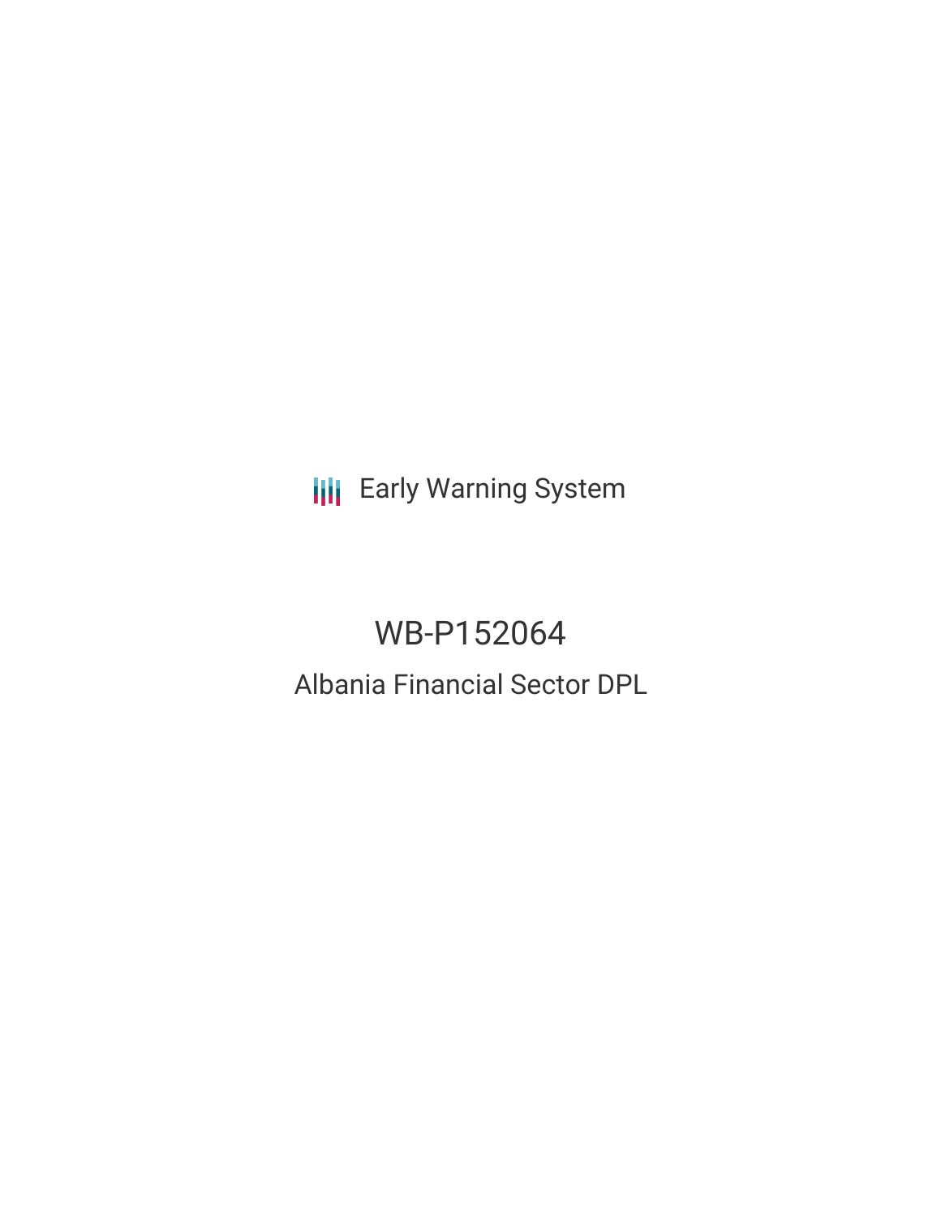Early Warning System

# WB-P152064

## Albania Financial Sector DPL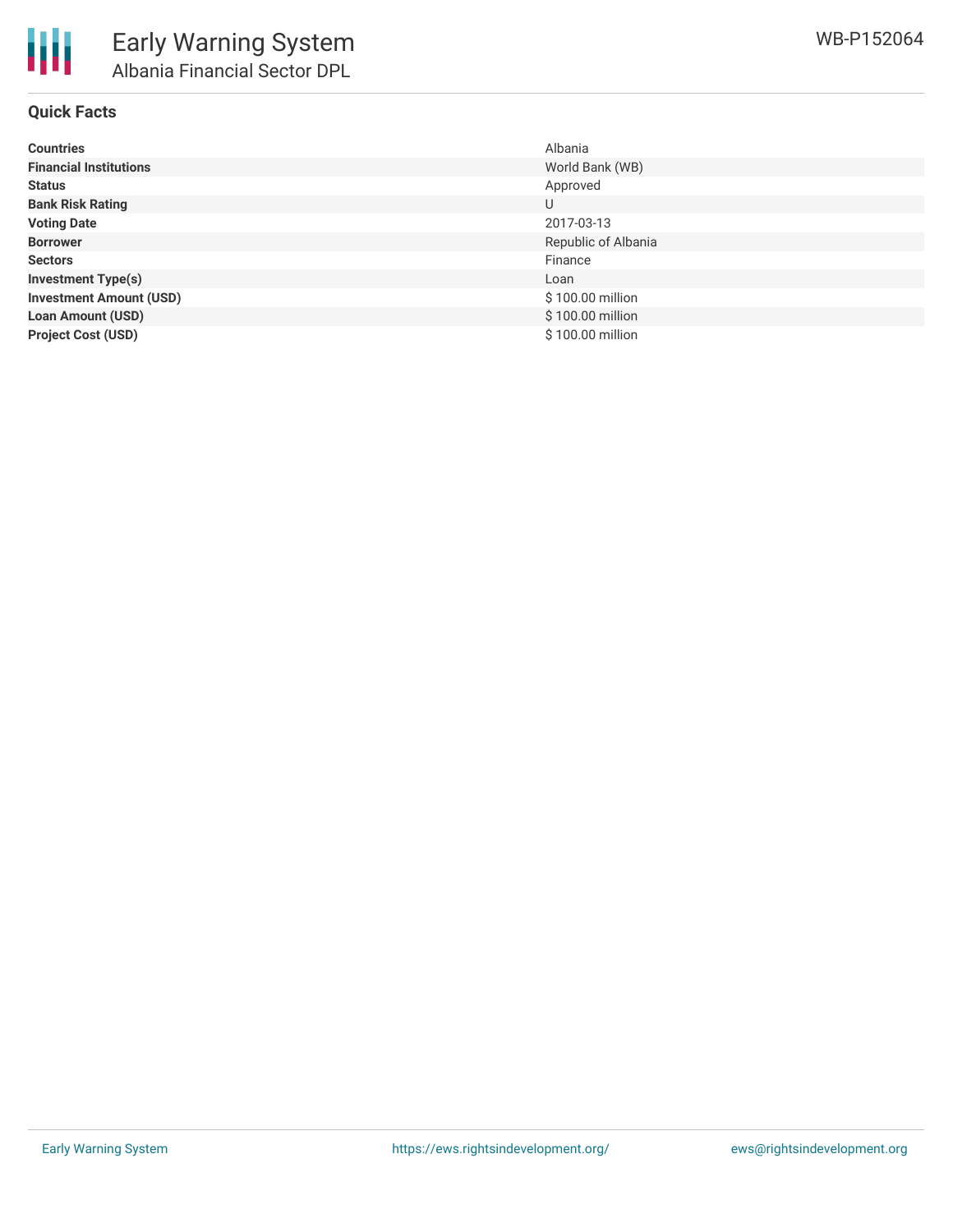# Early Warning System

## Albania Financial Sector DPL

WB-P152064

### Quick Facts

| | |
|---|---|
| **Countries** | Albania |
| **Financial Institutions** | World Bank (WB) |
| **Status** | Approved |
| **Bank Risk Rating** | U |
| **Voting Date** | 2017-03-13 |
| **Borrower** | Republic of Albania |
| **Sectors** | Finance |
| **Investment Type(s)** | Loan |
| **Investment Amount (USD)** | $ 100.00 million |
| **Loan Amount (USD)** | $ 100.00 million |
| **Project Cost (USD)** | $ 100.00 million |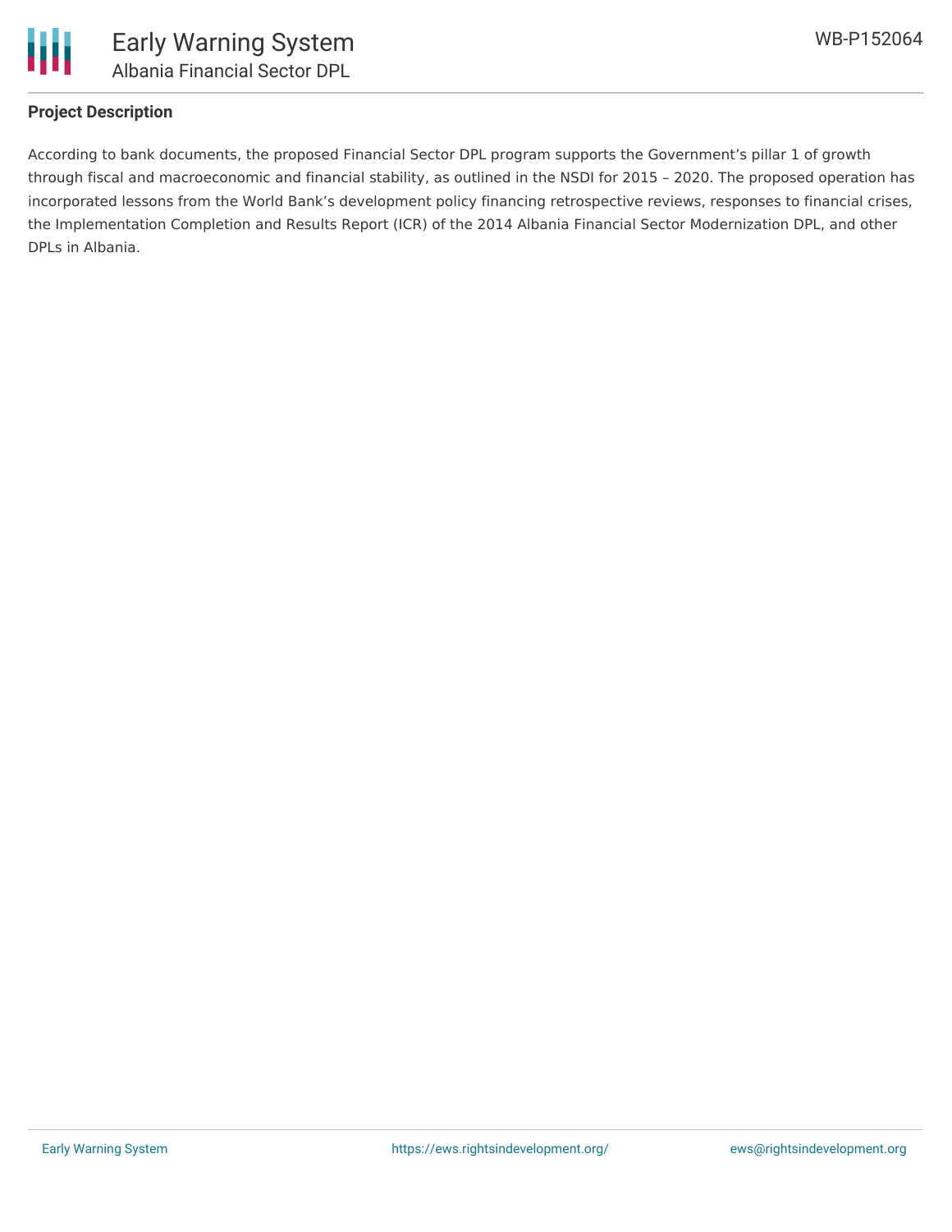## Project Description

According to bank documents, the proposed Financial Sector DPL program supports the Government's pillar 1 of growth through fiscal and macroeconomic and financial stability, as outlined in the NSDI for 2015 – 2020. The proposed operation has incorporated lessons from the World Bank's development policy financing retrospective reviews, responses to financial crises, the Implementation Completion and Results Report (ICR) of the 2014 Albania Financial Sector Modernization DPL, and other DPLs in Albania.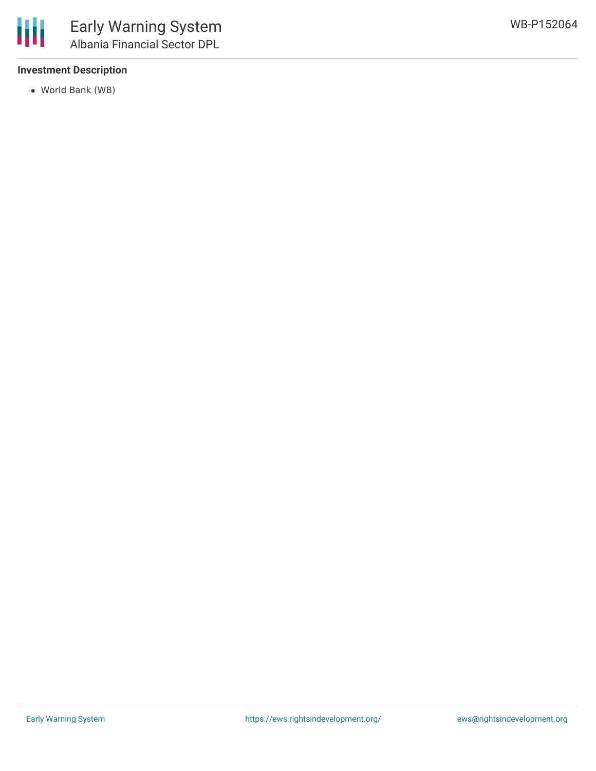### Investment Description

- World Bank (WB)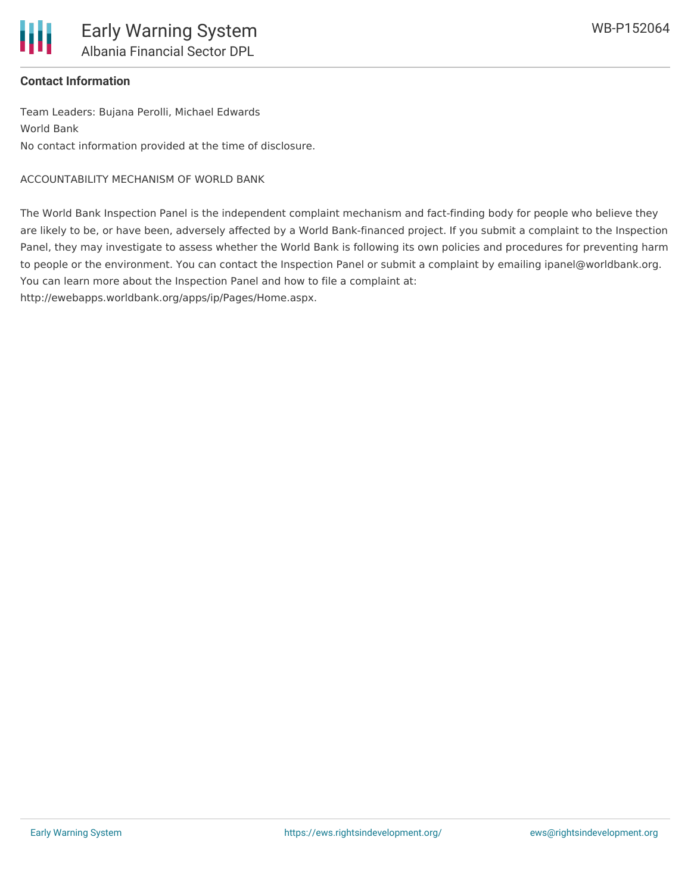**Contact Information**

Team Leaders: Bujana Perolli, Michael Edwards
World Bank
No contact information provided at the time of disclosure.

ACCOUNTABILITY MECHANISM OF WORLD BANK

The World Bank Inspection Panel is the independent complaint mechanism and fact-finding body for people who believe they are likely to be, or have been, adversely affected by a World Bank-financed project. If you submit a complaint to the Inspection Panel, they may investigate to assess whether the World Bank is following its own policies and procedures for preventing harm to people or the environment. You can contact the Inspection Panel or submit a complaint by emailing ipanel@worldbank.org. You can learn more about the Inspection Panel and how to file a complaint at: http://ewebapps.worldbank.org/apps/ip/Pages/Home.aspx.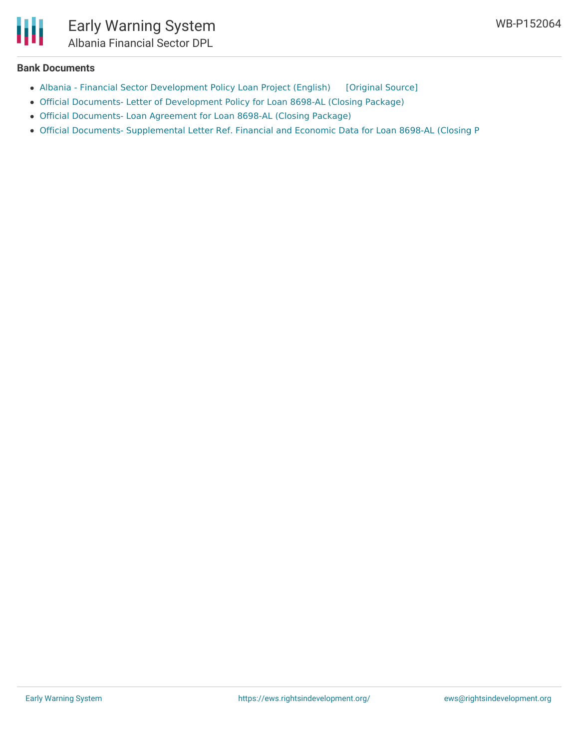**Bank Documents**

- Albania - Financial Sector Development Policy Loan Project (English) [Original Source]
- Official Documents- Letter of Development Policy for Loan 8698-AL (Closing Package)
- Official Documents- Loan Agreement for Loan 8698-AL (Closing Package)
- Official Documents- Supplemental Letter Ref. Financial and Economic Data for Loan 8698-AL (Closing P